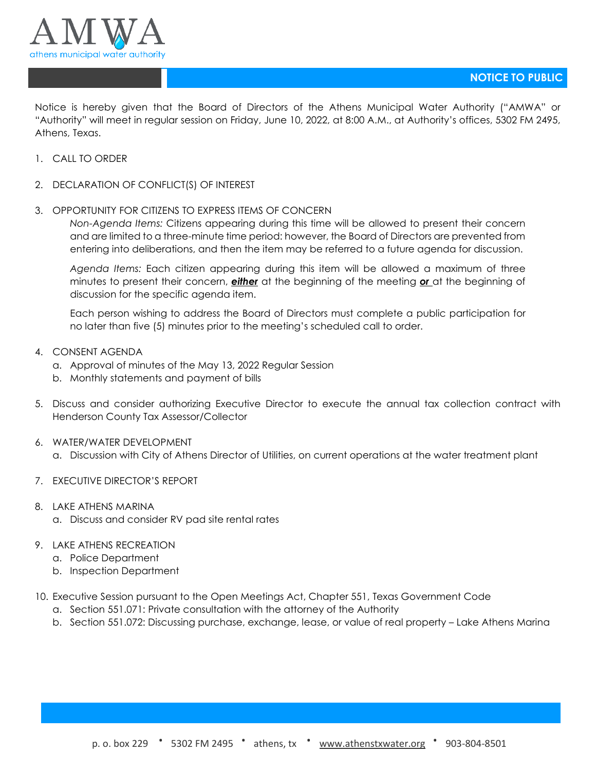AMWA

athens municipal water authority

## NOTICE TO PUBLIC

Notice is hereby given that the Board of Directors of the Athens Municipal Water Authority ("AMWA" or "Authority" will meet in regular session on Friday, June 10, 2022, at 8:00 A.M., at Authority's offices, 5302 FM 2495, Athens, Texas.

1. CALL TO ORDER

2. DECLARATION OF CONFLICT(S) OF INTEREST

3. OPPORTUNITY FOR CITIZENS TO EXPRESS ITEMS OF CONCERN

   *Non-Agenda Items:* Citizens appearing during this time will be allowed to present their concern and are limited to a three-minute time period: however, the Board of Directors are prevented from entering into deliberations, and then the item may be referred to a future agenda for discussion.

   *Agenda Items:* Each citizen appearing during this item will be allowed a maximum of three minutes to present their concern, ***either*** at the beginning of the meeting ***or*** at the beginning of discussion for the specific agenda item.

   Each person wishing to address the Board of Directors must complete a public participation for no later than five (5) minutes prior to the meeting's scheduled call to order.

4. CONSENT AGENDA
   a. Approval of minutes of the May 13, 2022 Regular Session
   b. Monthly statements and payment of bills

5. Discuss and consider authorizing Executive Director to execute the annual tax collection contract with Henderson County Tax Assessor/Collector

6. WATER/WATER DEVELOPMENT
   a. Discussion with City of Athens Director of Utilities, on current operations at the water treatment plant

7. EXECUTIVE DIRECTOR'S REPORT

8. LAKE ATHENS MARINA
   a. Discuss and consider RV pad site rental rates

9. LAKE ATHENS RECREATION
   a. Police Department
   b. Inspection Department

10. Executive Session pursuant to the Open Meetings Act, Chapter 551, Texas Government Code
    a. Section 551.071: Private consultation with the attorney of the Authority
    b. Section 551.072: Discussing purchase, exchange, lease, or value of real property – Lake Athens Marina

p. o. box 229 • 5302 FM 2495 • athens, tx • www.athenstxwater.org • 903-804-8501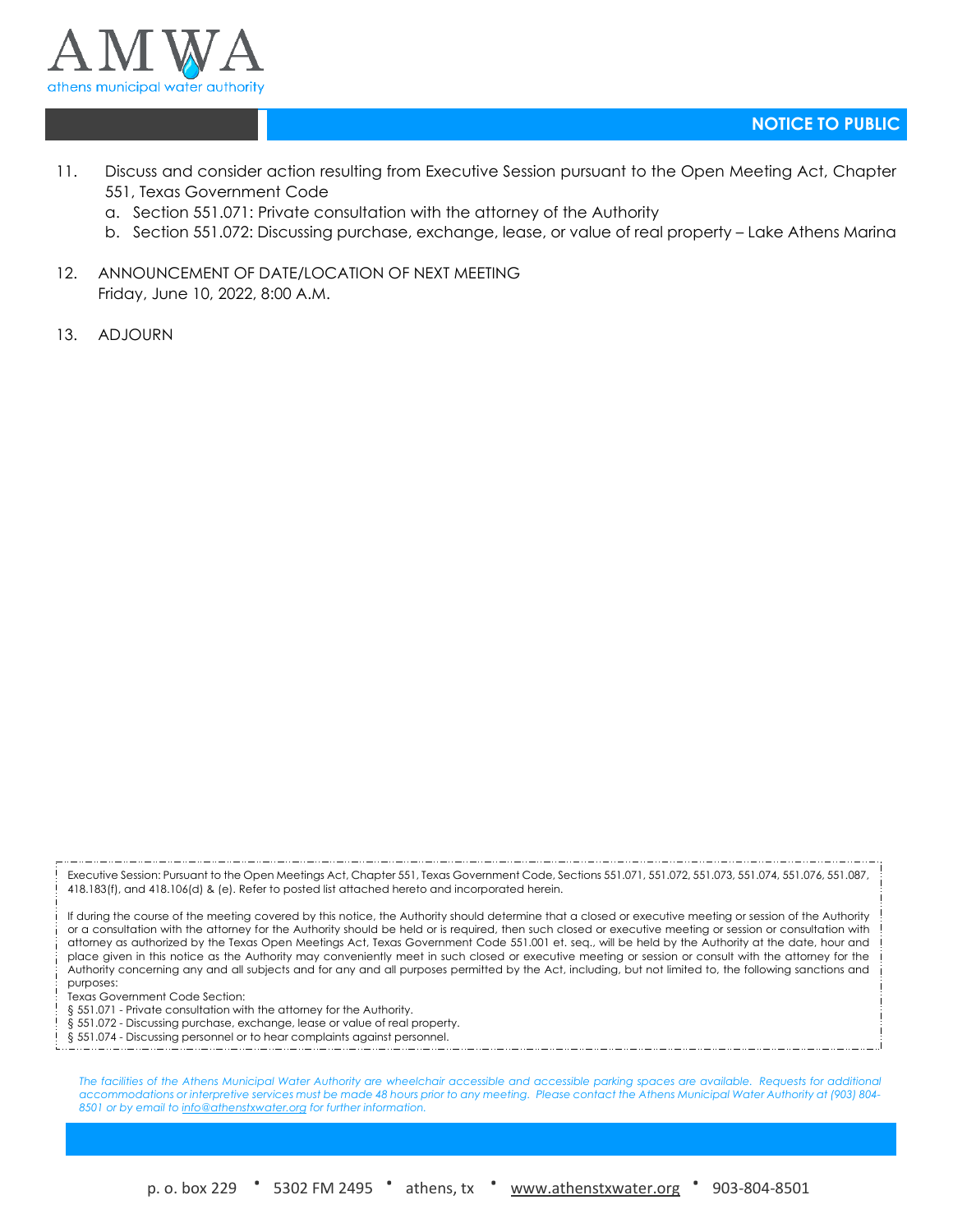**NOTICE TO PUBLIC**

11. Discuss and consider action resulting from Executive Session pursuant to the Open Meeting Act, Chapter 551, Texas Government Code
    a. Section 551.071: Private consultation with the attorney of the Authority
    b. Section 551.072: Discussing purchase, exchange, lease, or value of real property – Lake Athens Marina

12. ANNOUNCEMENT OF DATE/LOCATION OF NEXT MEETING
    Friday, June 10, 2022, 8:00 A.M.

13. ADJOURN

Executive Session: Pursuant to the Open Meetings Act, Chapter 551, Texas Government Code, Sections 551.071, 551.072, 551.073, 551.074, 551.076, 551.087, 418.183(f), and 418.106(d) & (e). Refer to posted list attached hereto and incorporated herein.

If during the course of the meeting covered by this notice, the Authority should determine that a closed or executive meeting or session of the Authority or a consultation with the attorney for the Authority should be held or is required, then such closed or executive meeting or session or consultation with attorney as authorized by the Texas Open Meetings Act, Texas Government Code 551.001 et. seq., will be held by the Authority at the date, hour and place given in this notice as the Authority may conveniently meet in such closed or executive meeting or session or consult with the attorney for the Authority concerning any and all subjects and for any and all purposes permitted by the Act, including, but not limited to, the following sanctions and purposes:

Texas Government Code Section:

§ 551.071 - Private consultation with the attorney for the Authority.

§ 551.072 - Discussing purchase, exchange, lease or value of real property.

§ 551.074 - Discussing personnel or to hear complaints against personnel.

*The facilities of the Athens Municipal Water Authority are wheelchair accessible and accessible parking spaces are available. Requests for additional accommodations or interpretive services must be made 48 hours prior to any meeting. Please contact the Athens Municipal Water Authority at (903) 804-8501 or by email to info@athenstxwater.org for further information.*